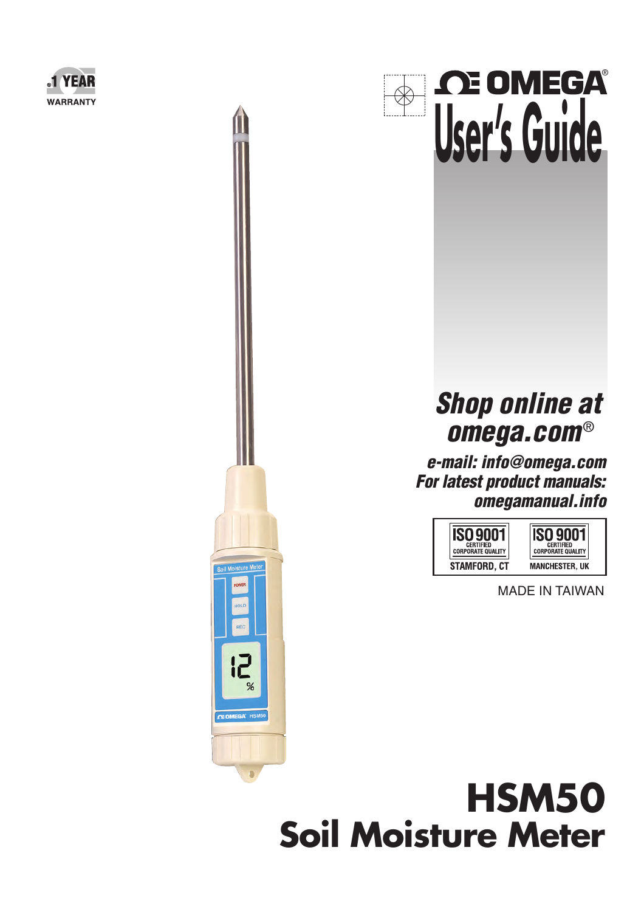1 YEAR WARRANTY

# OMEGA® User's Guide

*Shop online at omega.com®*

*e-mail: info@omega.com*
*For latest product manuals: omegamanual.info*

| ISO 9001 CERTIFIED CORPORATE QUALITY | ISO 9001 CERTIFIED CORPORATE QUALITY |
| --- | --- |
| STAMFORD, CT | MANCHESTER, UK |

MADE IN TAIWAN

# HSM50
# Soil Moisture Meter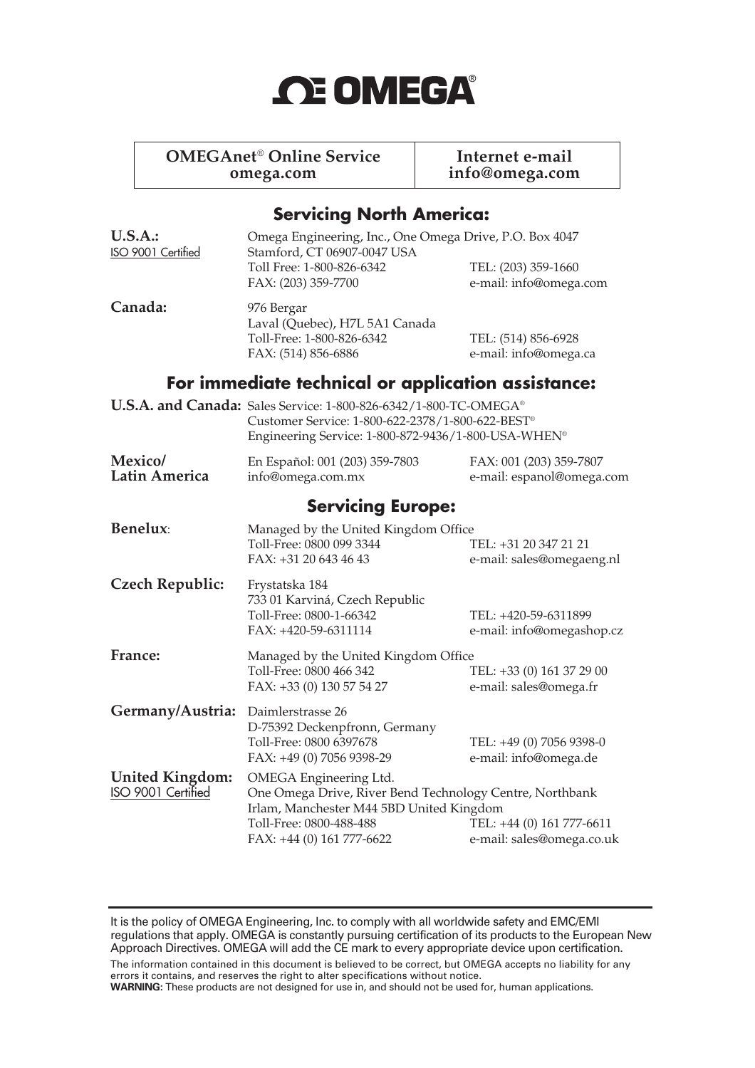# OMEGA®

| OMEGAnet® Online Service omega.com | Internet e-mail info@omega.com |
|---|---|

## Servicing North America:

**U.S.A.:**
ISO 9001 Certified

Omega Engineering, Inc., One Omega Drive, P.O. Box 4047
Stamford, CT 06907-0047 USA
Toll Free: 1-800-826-6342 TEL: (203) 359-1660
FAX: (203) 359-7700 e-mail: info@omega.com

**Canada:**

976 Bergar
Laval (Quebec), H7L 5A1 Canada
Toll-Free: 1-800-826-6342 TEL: (514) 856-6928
FAX: (514) 856-6886 e-mail: info@omega.ca

## For immediate technical or application assistance:

**U.S.A. and Canada:** Sales Service: 1-800-826-6342/1-800-TC-OMEGA®
Customer Service: 1-800-622-2378/1-800-622-BEST®
Engineering Service: 1-800-872-9436/1-800-USA-WHEN®

**Mexico/ Latin America**

En Español: 001 (203) 359-7803 FAX: 001 (203) 359-7807
info@omega.com.mx e-mail: espanol@omega.com

## Servicing Europe:

**Benelux**:

Managed by the United Kingdom Office
Toll-Free: 0800 099 3344 TEL: +31 20 347 21 21
FAX: +31 20 643 46 43 e-mail: sales@omegaeng.nl

**Czech Republic:**

Frystatska 184
733 01 Karviná, Czech Republic
Toll-Free: 0800-1-66342 TEL: +420-59-6311899
FAX: +420-59-6311114 e-mail: info@omegashop.cz

**France:**

Managed by the United Kingdom Office
Toll-Free: 0800 466 342 TEL: +33 (0) 161 37 29 00
FAX: +33 (0) 130 57 54 27 e-mail: sales@omega.fr

**Germany/Austria:**

Daimlerstrasse 26
D-75392 Deckenpfronn, Germany
Toll-Free: 0800 6397678 TEL: +49 (0) 7056 9398-0
FAX: +49 (0) 7056 9398-29 e-mail: info@omega.de

**United Kingdom:**
ISO 9001 Certified

OMEGA Engineering Ltd.
One Omega Drive, River Bend Technology Centre, Northbank
Irlam, Manchester M44 5BD United Kingdom
Toll-Free: 0800-488-488 TEL: +44 (0) 161 777-6611
FAX: +44 (0) 161 777-6622 e-mail: sales@omega.co.uk

---

It is the policy of OMEGA Engineering, Inc. to comply with all worldwide safety and EMC/EMI regulations that apply. OMEGA is constantly pursuing certification of its products to the European New Approach Directives. OMEGA will add the CE mark to every appropriate device upon certification.

The information contained in this document is believed to be correct, but OMEGA accepts no liability for any errors it contains, and reserves the right to alter specifications without notice.

**WARNING:** These products are not designed for use in, and should not be used for, human applications.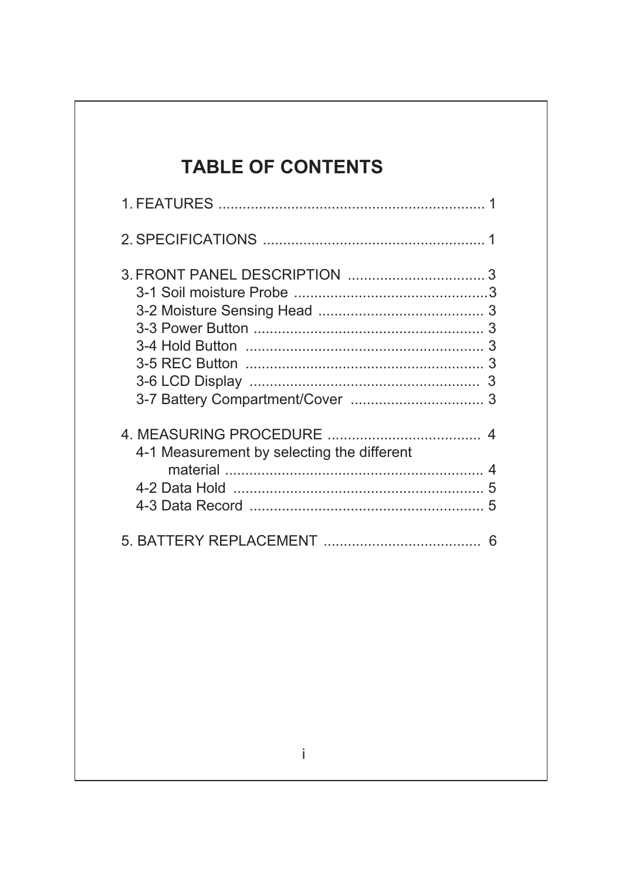# TABLE OF CONTENTS

1. FEATURES .................................................................. 1

2. SPECIFICATIONS ....................................................... 1

3. FRONT PANEL DESCRIPTION .................................. 3
   - 3-1 Soil moisture Probe ................................................3
   - 3-2 Moisture Sensing Head ......................................... 3
   - 3-3 Power Button ......................................................... 3
   - 3-4 Hold Button ........................................................... 3
   - 3-5 REC Button ........................................................... 3
   - 3-6 LCD Display ......................................................... 3
   - 3-7 Battery Compartment/Cover ................................. 3

4. MEASURING PROCEDURE ...................................... 4
   - 4-1 Measurement by selecting the different material ................................................................ 4
   - 4-2 Data Hold .............................................................. 5
   - 4-3 Data Record .......................................................... 5

5. BATTERY REPLACEMENT ....................................... 6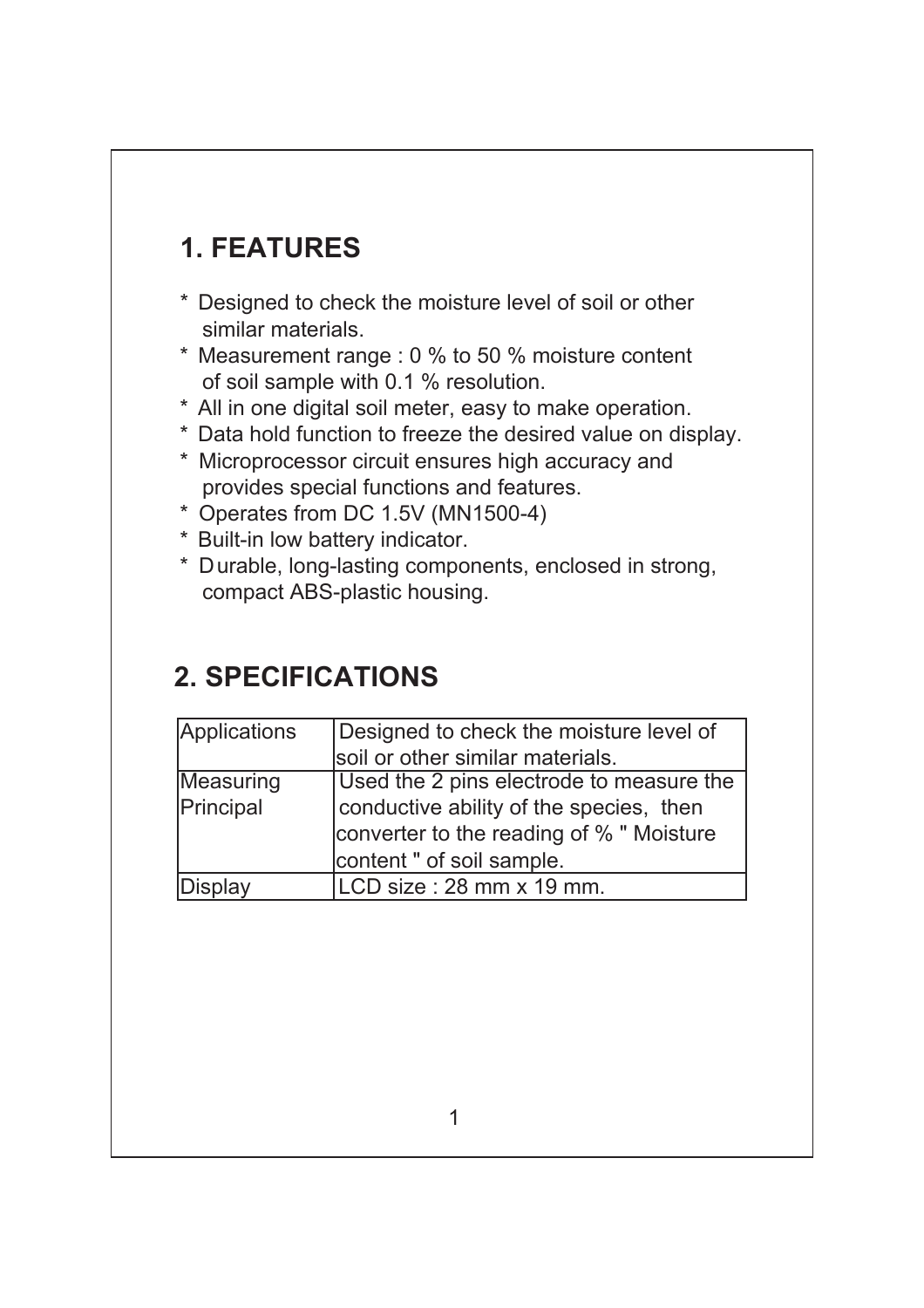## 1. FEATURES

* Designed to check the moisture level of soil or other similar materials.
* Measurement range : 0 % to 50 % moisture content of soil sample with 0.1 % resolution.
* All in one digital soil meter, easy to make operation.
* Data hold function to freeze the desired value on display.
* Microprocessor circuit ensures high accuracy and provides special functions and features.
* Operates from DC 1.5V (MN1500-4)
* Built-in low battery indicator.
* Durable, long-lasting components, enclosed in strong, compact ABS-plastic housing.

## 2. SPECIFICATIONS

| | |
|---|---|
| Applications | Designed to check the moisture level of soil or other similar materials. |
| Measuring Principal | Used the 2 pins electrode to measure the conductive ability of the species, then converter to the reading of % " Moisture content " of soil sample. |
| Display | LCD size : 28 mm x 19 mm. |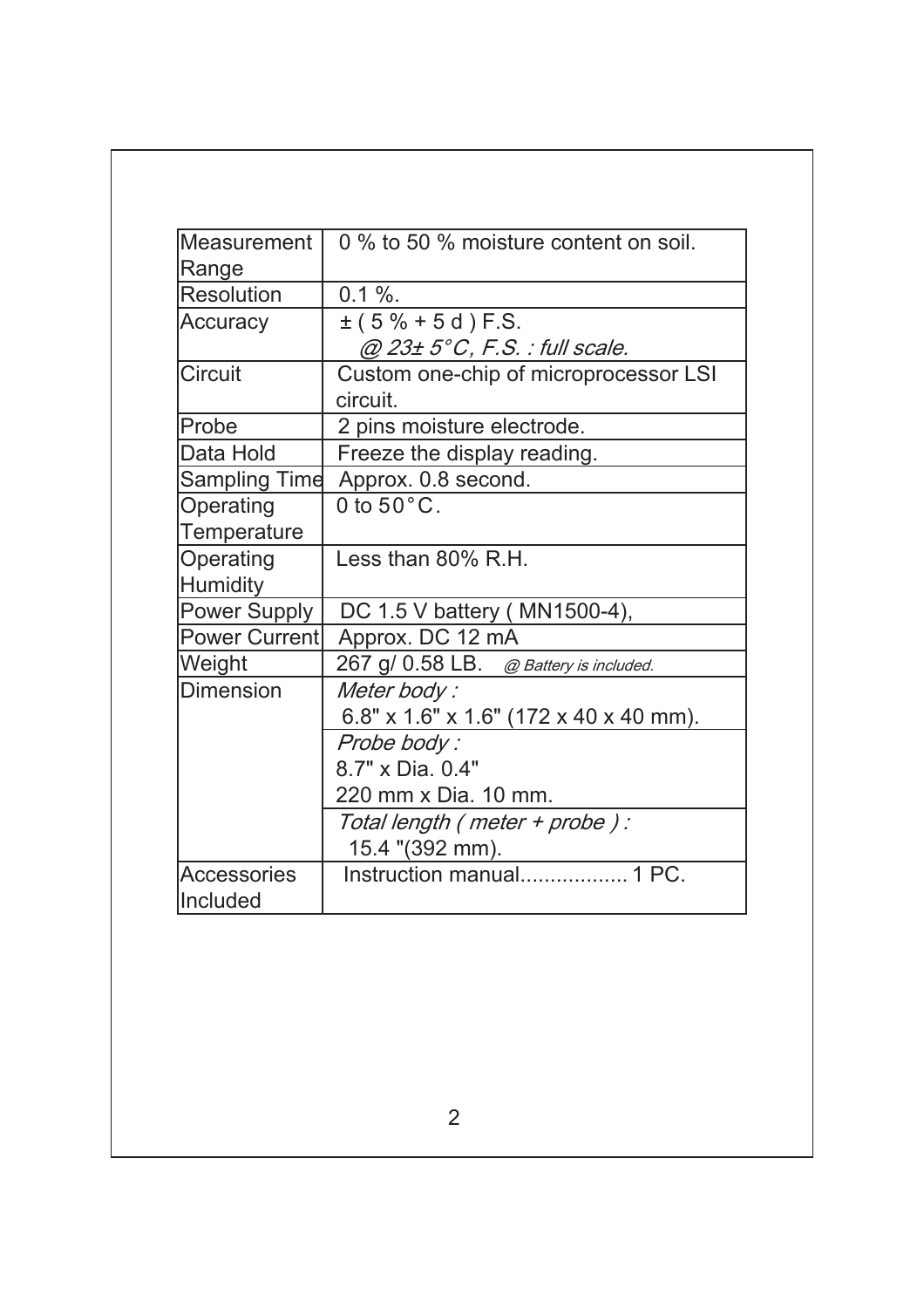| | |
|---|---|
| Measurement Range | 0 % to 50 % moisture content on soil. |
| Resolution | 0.1 %. |
| Accuracy | ± ( 5 % + 5 d ) F.S. *@ 23± 5°C, F.S. : full scale.* |
| Circuit | Custom one-chip of microprocessor LSI circuit. |
| Probe | 2 pins moisture electrode. |
| Data Hold | Freeze the display reading. |
| Sampling Time | Approx. 0.8 second. |
| Operating Temperature | 0 to 50°C. |
| Operating Humidity | Less than 80% R.H. |
| Power Supply | DC 1.5 V battery ( MN1500-4), |
| Power Current | Approx. DC 12 mA |
| Weight | 267 g/ 0.58 LB. *@ Battery is included.* |
| Dimension | *Meter body :* 6.8" x 1.6" x 1.6" (172 x 40 x 40 mm). |
| | *Probe body :* 8.7" x Dia. 0.4" 220 mm x Dia. 10 mm. |
| | *Total length ( meter + probe ) :* 15.4 "(392 mm). |
| Accessories Included | Instruction manual.................. 1 PC. |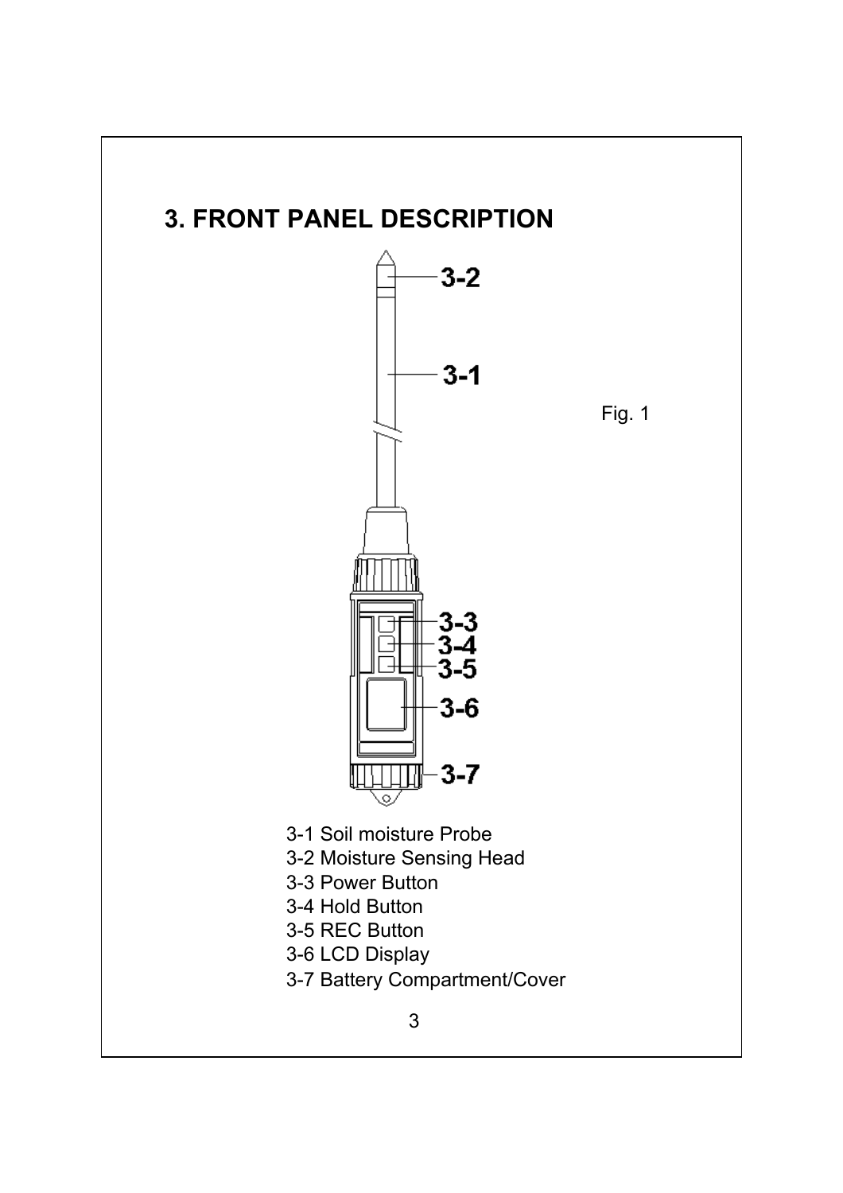# 3. FRONT PANEL DESCRIPTION

Fig. 1

3-1 Soil moisture Probe
3-2 Moisture Sensing Head
3-3 Power Button
3-4 Hold Button
3-5 REC Button
3-6 LCD Display
3-7 Battery Compartment/Cover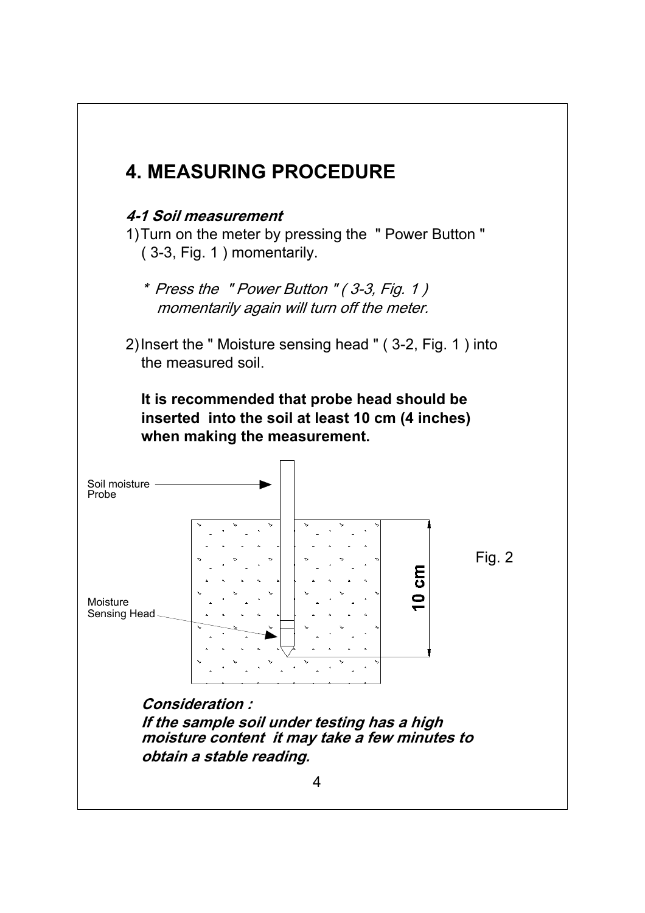## 4. MEASURING PROCEDURE

### *4-1 Soil measurement*

1) Turn on the meter by pressing the " Power Button " ( 3-3, Fig. 1 ) momentarily.

   *\* Press the " Power Button " ( 3-3, Fig. 1 ) momentarily again will turn off the meter.*

2) Insert the " Moisture sensing head " ( 3-2, Fig. 1 ) into the measured soil.

   **It is recommended that probe head should be inserted into the soil at least 10 cm (4 inches) when making the measurement.**

Soil moisture Probe

Moisture Sensing Head

10 cm

Fig. 2

***Consideration :***

***If the sample soil under testing has a high moisture content it may take a few minutes to obtain a stable reading.***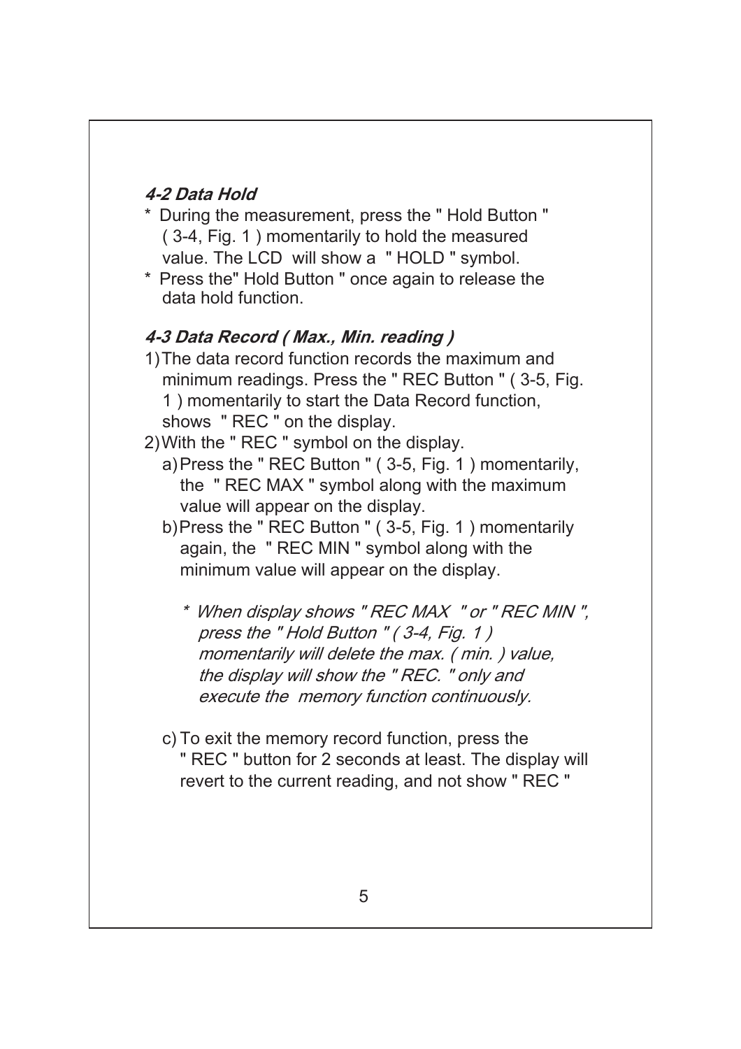### *4-2 Data Hold*

* During the measurement, press the " Hold Button " ( 3-4, Fig. 1 ) momentarily to hold the measured value. The LCD will show a " HOLD " symbol.
* Press the" Hold Button " once again to release the data hold function.

### *4-3 Data Record ( Max., Min. reading )*

1) The data record function records the maximum and minimum readings. Press the " REC Button " ( 3-5, Fig. 1 ) momentarily to start the Data Record function, shows " REC " on the display.
2) With the " REC " symbol on the display.
   a) Press the " REC Button " ( 3-5, Fig. 1 ) momentarily, the " REC MAX " symbol along with the maximum value will appear on the display.
   b) Press the " REC Button " ( 3-5, Fig. 1 ) momentarily again, the " REC MIN " symbol along with the minimum value will appear on the display.

      *\* When display shows " REC MAX " or " REC MIN ", press the " Hold Button " ( 3-4, Fig. 1 ) momentarily will delete the max. ( min. ) value, the display will show the " REC. " only and execute the memory function continuously.*

   c) To exit the memory record function, press the " REC " button for 2 seconds at least. The display will revert to the current reading, and not show " REC "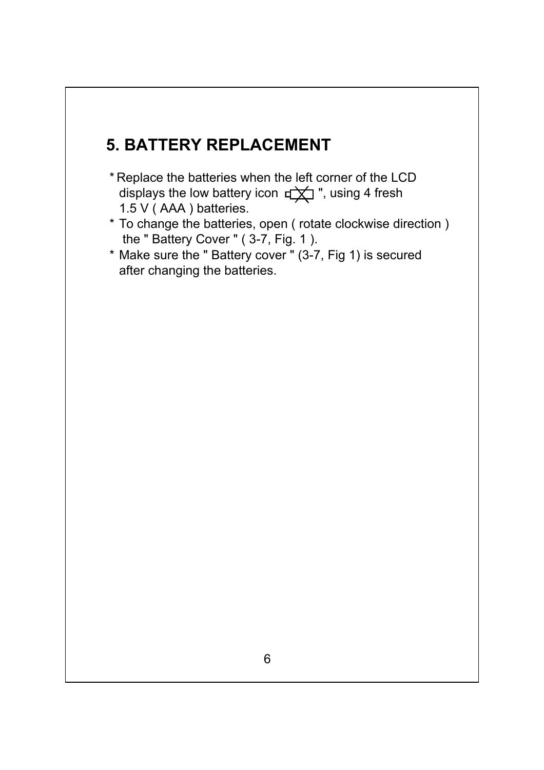## 5. BATTERY REPLACEMENT

* Replace the batteries when the left corner of the LCD displays the low battery icon " ", using 4 fresh 1.5 V ( AAA ) batteries.
* To change the batteries, open ( rotate clockwise direction ) the " Battery Cover " ( 3-7, Fig. 1 ).
* Make sure the " Battery cover " (3-7, Fig 1) is secured after changing the batteries.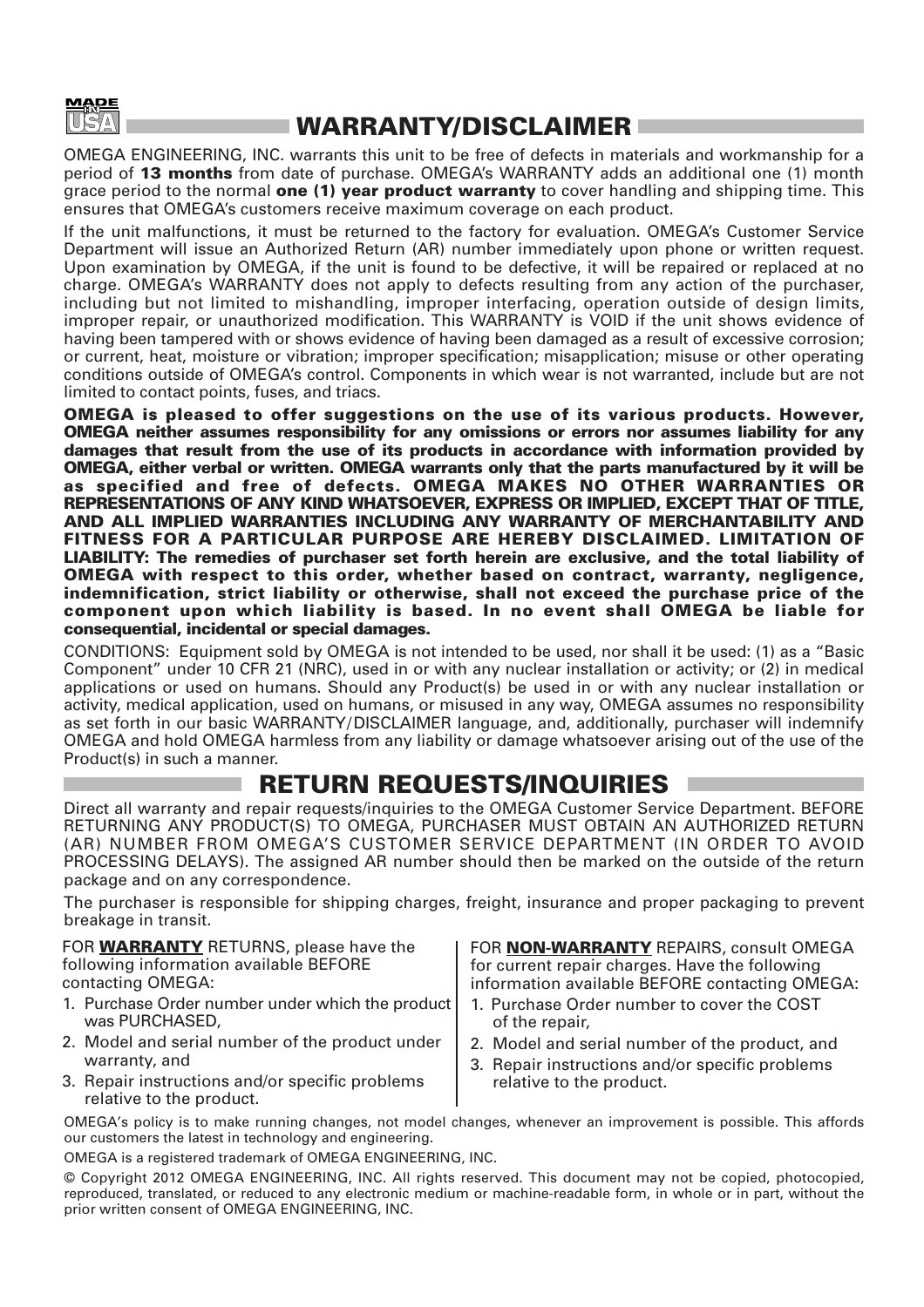## WARRANTY/DISCLAIMER

OMEGA ENGINEERING, INC. warrants this unit to be free of defects in materials and workmanship for a period of **13 months** from date of purchase. OMEGA's WARRANTY adds an additional one (1) month grace period to the normal **one (1) year product warranty** to cover handling and shipping time. This ensures that OMEGA's customers receive maximum coverage on each product.

If the unit malfunctions, it must be returned to the factory for evaluation. OMEGA's Customer Service Department will issue an Authorized Return (AR) number immediately upon phone or written request. Upon examination by OMEGA, if the unit is found to be defective, it will be repaired or replaced at no charge. OMEGA's WARRANTY does not apply to defects resulting from any action of the purchaser, including but not limited to mishandling, improper interfacing, operation outside of design limits, improper repair, or unauthorized modification. This WARRANTY is VOID if the unit shows evidence of having been tampered with or shows evidence of having been damaged as a result of excessive corrosion; or current, heat, moisture or vibration; improper specification; misapplication; misuse or other operating conditions outside of OMEGA's control. Components in which wear is not warranted, include but are not limited to contact points, fuses, and triacs.

**OMEGA is pleased to offer suggestions on the use of its various products. However, OMEGA neither assumes responsibility for any omissions or errors nor assumes liability for any damages that result from the use of its products in accordance with information provided by OMEGA, either verbal or written. OMEGA warrants only that the parts manufactured by it will be as specified and free of defects. OMEGA MAKES NO OTHER WARRANTIES OR REPRESENTATIONS OF ANY KIND WHATSOEVER, EXPRESS OR IMPLIED, EXCEPT THAT OF TITLE, AND ALL IMPLIED WARRANTIES INCLUDING ANY WARRANTY OF MERCHANTABILITY AND FITNESS FOR A PARTICULAR PURPOSE ARE HEREBY DISCLAIMED. LIMITATION OF LIABILITY: The remedies of purchaser set forth herein are exclusive, and the total liability of OMEGA with respect to this order, whether based on contract, warranty, negligence, indemnification, strict liability or otherwise, shall not exceed the purchase price of the component upon which liability is based. In no event shall OMEGA be liable for consequential, incidental or special damages.**

CONDITIONS: Equipment sold by OMEGA is not intended to be used, nor shall it be used: (1) as a "Basic Component" under 10 CFR 21 (NRC), used in or with any nuclear installation or activity; or (2) in medical applications or used on humans. Should any Product(s) be used in or with any nuclear installation or activity, medical application, used on humans, or misused in any way, OMEGA assumes no responsibility as set forth in our basic WARRANTY/DISCLAIMER language, and, additionally, purchaser will indemnify OMEGA and hold OMEGA harmless from any liability or damage whatsoever arising out of the use of the Product(s) in such a manner.

## RETURN REQUESTS/INQUIRIES

Direct all warranty and repair requests/inquiries to the OMEGA Customer Service Department. BEFORE RETURNING ANY PRODUCT(S) TO OMEGA, PURCHASER MUST OBTAIN AN AUTHORIZED RETURN (AR) NUMBER FROM OMEGA'S CUSTOMER SERVICE DEPARTMENT (IN ORDER TO AVOID PROCESSING DELAYS). The assigned AR number should then be marked on the outside of the return package and on any correspondence.

The purchaser is responsible for shipping charges, freight, insurance and proper packaging to prevent breakage in transit.

FOR **WARRANTY** RETURNS, please have the following information available BEFORE contacting OMEGA:

1. Purchase Order number under which the product was PURCHASED,
2. Model and serial number of the product under warranty, and
3. Repair instructions and/or specific problems relative to the product.

FOR **NON-WARRANTY** REPAIRS, consult OMEGA for current repair charges. Have the following information available BEFORE contacting OMEGA:

1. Purchase Order number to cover the COST of the repair,
2. Model and serial number of the product, and
3. Repair instructions and/or specific problems relative to the product.

OMEGA's policy is to make running changes, not model changes, whenever an improvement is possible. This affords our customers the latest in technology and engineering.

OMEGA is a registered trademark of OMEGA ENGINEERING, INC.

© Copyright 2012 OMEGA ENGINEERING, INC. All rights reserved. This document may not be copied, photocopied, reproduced, translated, or reduced to any electronic medium or machine-readable form, in whole or in part, without the prior written consent of OMEGA ENGINEERING, INC.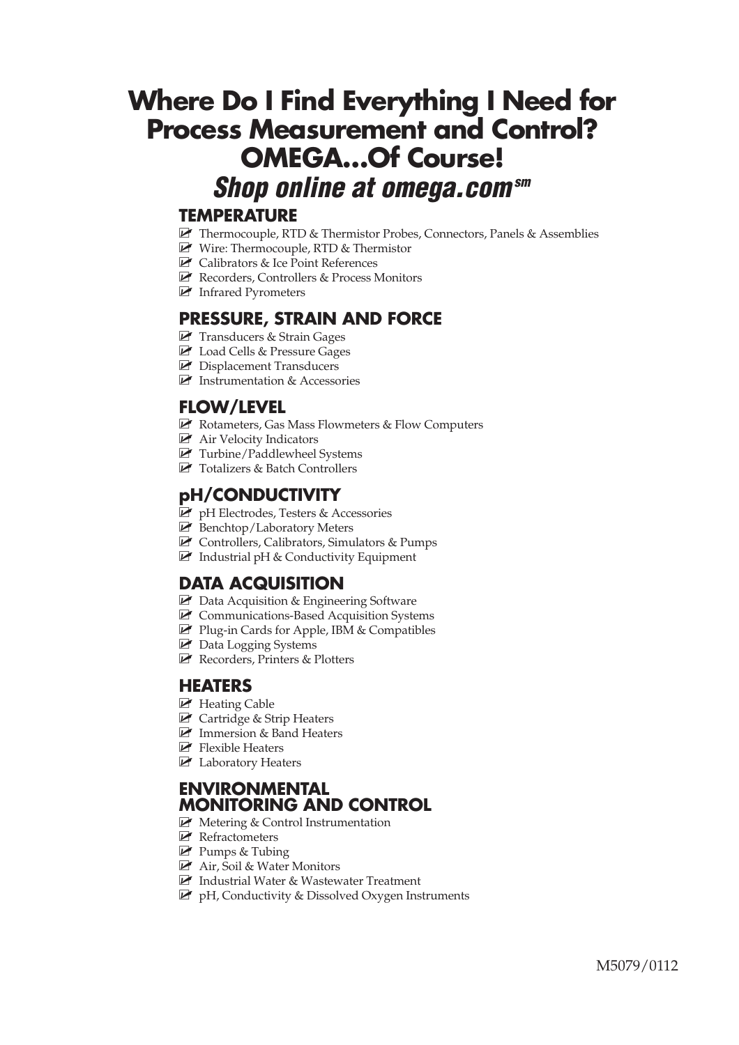# Where Do I Find Everything I Need for Process Measurement and Control? OMEGA...Of Course!

## *Shop online at omega.com*[sm]

### TEMPERATURE

- Thermocouple, RTD & Thermistor Probes, Connectors, Panels & Assemblies
- Wire: Thermocouple, RTD & Thermistor
- Calibrators & Ice Point References
- Recorders, Controllers & Process Monitors
- Infrared Pyrometers

### PRESSURE, STRAIN AND FORCE

- Transducers & Strain Gages
- Load Cells & Pressure Gages
- Displacement Transducers
- Instrumentation & Accessories

### FLOW/LEVEL

- Rotameters, Gas Mass Flowmeters & Flow Computers
- Air Velocity Indicators
- Turbine/Paddlewheel Systems
- Totalizers & Batch Controllers

### pH/CONDUCTIVITY

- pH Electrodes, Testers & Accessories
- Benchtop/Laboratory Meters
- Controllers, Calibrators, Simulators & Pumps
- Industrial pH & Conductivity Equipment

### DATA ACQUISITION

- Data Acquisition & Engineering Software
- Communications-Based Acquisition Systems
- Plug-in Cards for Apple, IBM & Compatibles
- Data Logging Systems
- Recorders, Printers & Plotters

### HEATERS

- Heating Cable
- Cartridge & Strip Heaters
- Immersion & Band Heaters
- Flexible Heaters
- Laboratory Heaters

### ENVIRONMENTAL MONITORING AND CONTROL

- Metering & Control Instrumentation
- Refractometers
- Pumps & Tubing
- Air, Soil & Water Monitors
- Industrial Water & Wastewater Treatment
- pH, Conductivity & Dissolved Oxygen Instruments

M5079/0112